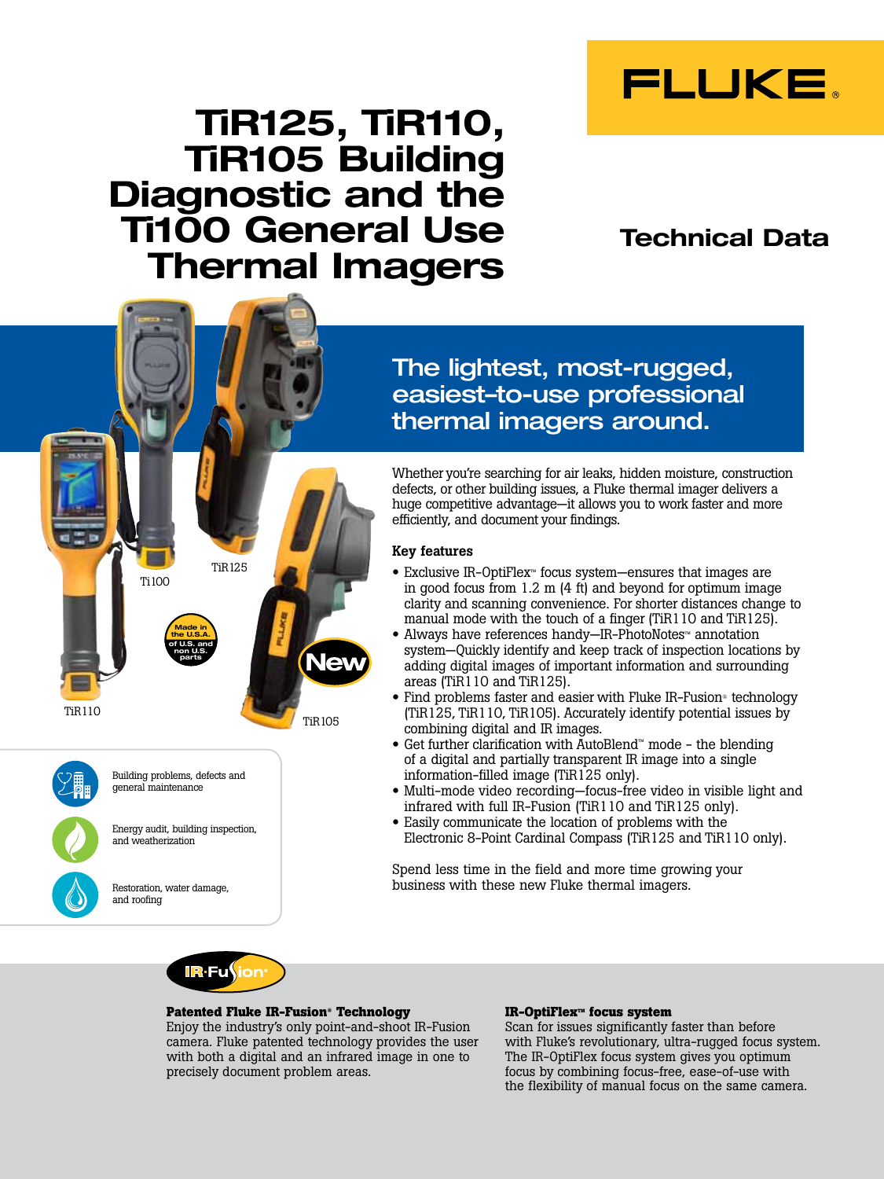FLUKE®

# TiR125, TiR110, TiR105 Building Diagnostic and the Ti100 General Use Thermal Imagers

## Technical Data

Ti100

TiR125

TiR110

TiR105

Made in the U.S.A. of U.S. and non U.S. parts

New

Building problems, defects and general maintenance

Energy audit, building inspection, and weatherization

Restoration, water damage, and roofing

## The lightest, most-rugged, easiest-to-use professional thermal imagers around.

Whether you're searching for air leaks, hidden moisture, construction defects, or other building issues, a Fluke thermal imager delivers a huge competitive advantage—it allows you to work faster and more efficiently, and document your findings.

### Key features

- Exclusive IR-OptiFlex™ focus system—ensures that images are in good focus from 1.2 m (4 ft) and beyond for optimum image clarity and scanning convenience. For shorter distances change to manual mode with the touch of a finger (TiR110 and TiR125).
- Always have references handy—IR-PhotoNotes™ annotation system—Quickly identify and keep track of inspection locations by adding digital images of important information and surrounding areas (TiR110 and TiR125).
- Find problems faster and easier with Fluke IR-Fusion® technology (TiR125, TiR110, TiR105). Accurately identify potential issues by combining digital and IR images.
- Get further clarification with AutoBlend™ mode - the blending of a digital and partially transparent IR image into a single information-filled image (TiR125 only).
- Multi-mode video recording—focus-free video in visible light and infrared with full IR-Fusion (TiR110 and TiR125 only).
- Easily communicate the location of problems with the Electronic 8-Point Cardinal Compass (TiR125 and TiR110 only).

Spend less time in the field and more time growing your business with these new Fluke thermal imagers.

IR-Fusion®

**Patented Fluke IR-Fusion® Technology**
Enjoy the industry's only point-and-shoot IR-Fusion camera. Fluke patented technology provides the user with both a digital and an infrared image in one to precisely document problem areas.

**IR-OptiFlex™ focus system**
Scan for issues significantly faster than before with Fluke's revolutionary, ultra-rugged focus system. The IR-OptiFlex focus system gives you optimum focus by combining focus-free, ease-of-use with the flexibility of manual focus on the same camera.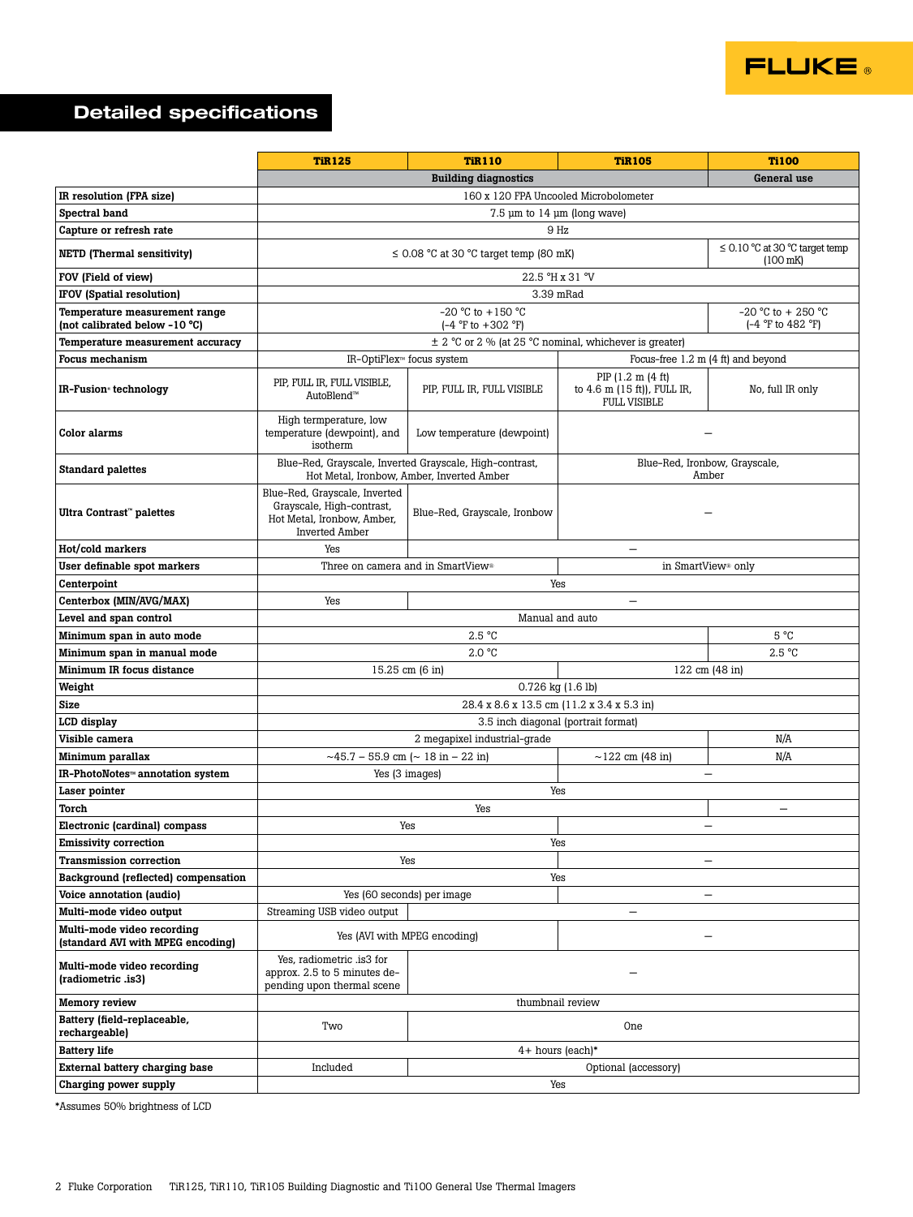## Detailed specifications

| | TiR125 | TiR110 | TiR105 | Ti100 |
|---|---|---|---|---|
| | Building diagnostics | | | General use |
| IR resolution (FPA size) | 160 x 120 FPA Uncooled Microbolometer | | | |
| Spectral band | 7.5 µm to 14 µm (long wave) | | | |
| Capture or refresh rate | 9 Hz | | | |
| NETD (Thermal sensitivity) | ≤ 0.08 °C at 30 °C target temp (80 mK) | | | ≤ 0.10 °C at 30 °C target temp (100 mK) |
| FOV (Field of view) | 22.5 °H x 31 °V | | | |
| IFOV (Spatial resolution) | 3.39 mRad | | | |
| Temperature measurement range (not calibrated below -10 °C) | -20 °C to +150 °C (-4 °F to +302 °F) | | | -20 °C to + 250 °C (-4 °F to 482 °F) |
| Temperature measurement accuracy | ± 2 °C or 2 % (at 25 °C nominal, whichever is greater) | | | |
| Focus mechanism | IR-OptiFlex™ focus system | | Focus-free 1.2 m (4 ft) and beyond | |
| IR-Fusion® technology | PIP, FULL IR, FULL VISIBLE, AutoBlend™ | PIP, FULL IR, FULL VISIBLE | PIP (1.2 m (4 ft) to 4.6 m (15 ft)), FULL IR, FULL VISIBLE | No, full IR only |
| Color alarms | High termperature, low temperature (dewpoint), and isotherm | Low temperature (dewpoint) | — | |
| Standard palettes | Blue-Red, Grayscale, Inverted Grayscale, High-contrast, Hot Metal, Ironbow, Amber, Inverted Amber | | Blue-Red, Ironbow, Grayscale, Amber | |
| Ultra Contrast™ palettes | Blue-Red, Grayscale, Inverted Grayscale, High-contrast, Hot Metal, Ironbow, Amber, Inverted Amber | Blue-Red, Grayscale, Ironbow | — | |
| Hot/cold markers | Yes | — | | |
| User definable spot markers | Three on camera and in SmartView® | | in SmartView® only | |
| Centerpoint | Yes | | | |
| Centerbox (MIN/AVG/MAX) | Yes | — | | |
| Level and span control | Manual and auto | | | |
| Minimum span in auto mode | 2.5 °C | | | 5 °C |
| Minimum span in manual mode | 2.0 °C | | | 2.5 °C |
| Minimum IR focus distance | 15.25 cm (6 in) | | 122 cm (48 in) | |
| Weight | 0.726 kg (1.6 lb) | | | |
| Size | 28.4 x 8.6 x 13.5 cm (11.2 x 3.4 x 5.3 in) | | | |
| LCD display | 3.5 inch diagonal (portrait format) | | | |
| Visible camera | 2 megapixel industrial-grade | | | N/A |
| Minimum parallax | ~45.7 – 55.9 cm (~ 18 in – 22 in) | | ~122 cm (48 in) | N/A |
| IR-PhotoNotes™ annotation system | Yes (3 images) | | — | |
| Laser pointer | Yes | | | |
| Torch | Yes | | | — |
| Electronic (cardinal) compass | Yes | | — | |
| Emissivity correction | Yes | | | |
| Transmission correction | Yes | | — | |
| Background (reflected) compensation | Yes | | | |
| Voice annotation (audio) | Yes (60 seconds) per image | | — | |
| Multi-mode video output | Streaming USB video output | — | | |
| Multi-mode video recording (standard AVI with MPEG encoding) | Yes (AVI with MPEG encoding) | | — | |
| Multi-mode video recording (radiometric .is3) | Yes, radiometric .is3 for approx. 2.5 to 5 minutes depending upon thermal scene | — | | |
| Memory review | thumbnail review | | | |
| Battery (field-replaceable, rechargeable) | Two | One | | |
| Battery life | 4+ hours (each)* | | | |
| External battery charging base | Included | Optional (accessory) | | |
| Charging power supply | Yes | | | |

*Assumes 50% brightness of LCD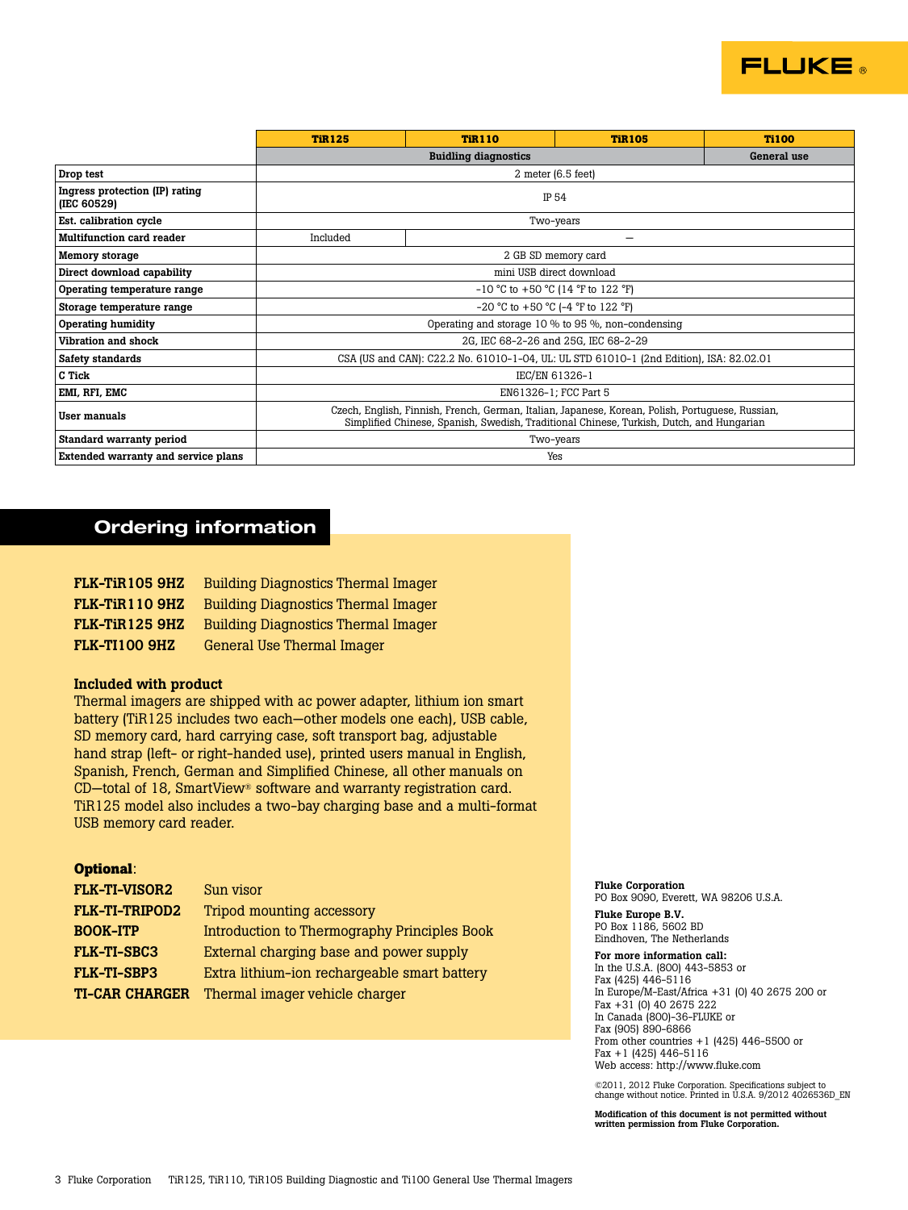FLUKE®

| | TiR125 | TiR110 | TiR105 | Ti100 |
|---|---|---|---|---|
| | Buidling diagnostics | | | General use |
| Drop test | 2 meter (6.5 feet) | | | |
| Ingress protection (IP) rating (IEC 60529) | IP 54 | | | |
| Est. calibration cycle | Two-years | | | |
| Multifunction card reader | Included | — | | |
| Memory storage | 2 GB SD memory card | | | |
| Direct download capability | mini USB direct download | | | |
| Operating temperature range | -10 °C to +50 °C (14 °F to 122 °F) | | | |
| Storage temperature range | -20 °C to +50 °C (-4 °F to 122 °F) | | | |
| Operating humidity | Operating and storage 10 % to 95 %, non-condensing | | | |
| Vibration and shock | 2G, IEC 68-2-26 and 25G, IEC 68-2-29 | | | |
| Safety standards | CSA (US and CAN): C22.2 No. 61010-1-04, UL: UL STD 61010-1 (2nd Edition), ISA: 82.02.01 | | | |
| C Tick | IEC/EN 61326-1 | | | |
| EMI, RFI, EMC | EN61326-1; FCC Part 5 | | | |
| User manuals | Czech, English, Finnish, French, German, Italian, Japanese, Korean, Polish, Portuguese, Russian, Simplified Chinese, Spanish, Swedish, Traditional Chinese, Turkish, Dutch, and Hungarian | | | |
| Standard warranty period | Two-years | | | |
| Extended warranty and service plans | Yes | | | |

## Ordering information

**FLK-TiR105 9HZ** Building Diagnostics Thermal Imager
**FLK-TiR110 9HZ** Building Diagnostics Thermal Imager
**FLK-TiR125 9HZ** Building Diagnostics Thermal Imager
**FLK-TI100 9HZ** General Use Thermal Imager

**Included with product**
Thermal imagers are shipped with ac power adapter, lithium ion smart battery (TiR125 includes two each—other models one each), USB cable, SD memory card, hard carrying case, soft transport bag, adjustable hand strap (left- or right-handed use), printed users manual in English, Spanish, French, German and Simplified Chinese, all other manuals on CD—total of 18, SmartView® software and warranty registration card. TiR125 model also includes a two-bay charging base and a multi-format USB memory card reader.

**Optional**:
**FLK-TI-VISOR2** Sun visor
**FLK-TI-TRIPOD2** Tripod mounting accessory
**BOOK-ITP** Introduction to Thermography Principles Book
**FLK-TI-SBC3** External charging base and power supply
**FLK-TI-SBP3** Extra lithium-ion rechargeable smart battery
**TI-CAR CHARGER** Thermal imager vehicle charger

**Fluke Corporation**
PO Box 9090, Everett, WA 98206 U.S.A.

**Fluke Europe B.V.**
PO Box 1186, 5602 BD
Eindhoven, The Netherlands

**For more information call:**
In the U.S.A. (800) 443-5853 or
Fax (425) 446-5116
In Europe/M-East/Africa +31 (0) 40 2675 200 or
Fax +31 (0) 40 2675 222
In Canada (800)-36-FLUKE or
Fax (905) 890-6866
From other countries +1 (425) 446-5500 or
Fax +1 (425) 446-5116
Web access: http://www.fluke.com

©2011, 2012 Fluke Corporation. Specifications subject to change without notice. Printed in U.S.A. 9/2012 4026536D_EN

**Modification of this document is not permitted without written permission from Fluke Corporation.**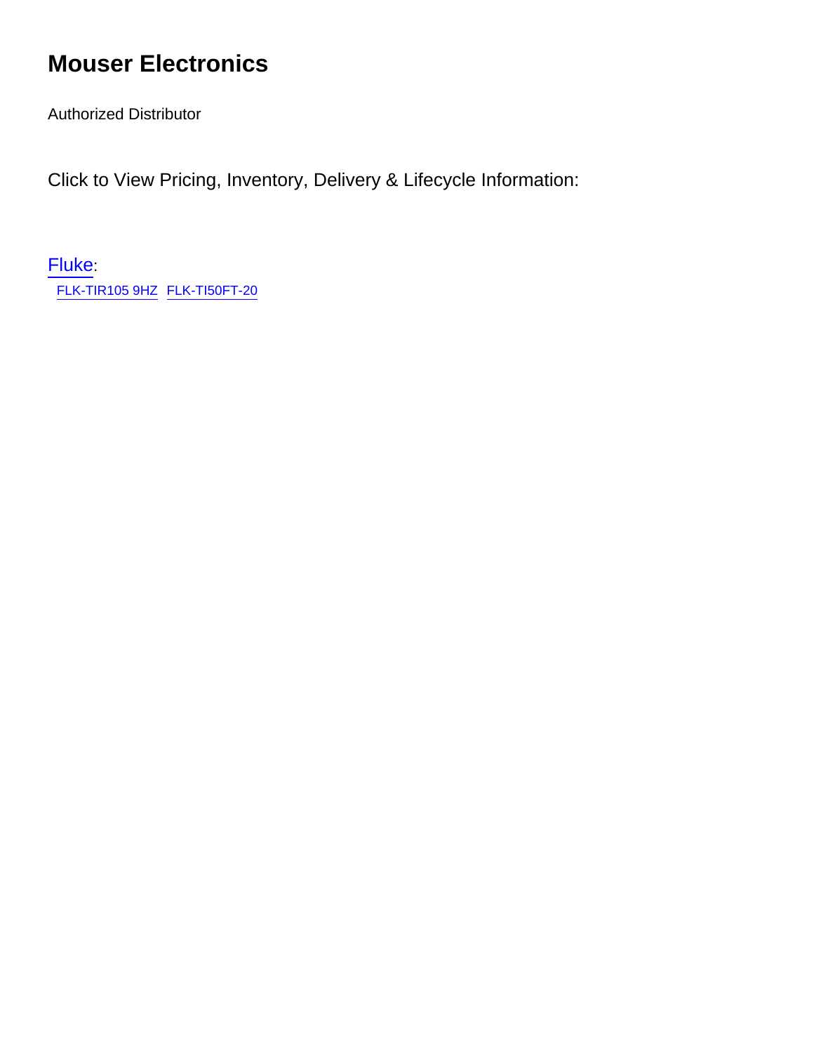# Mouser Electronics

Authorized Distributor

Click to View Pricing, Inventory, Delivery & Lifecycle Information:

Fluke:

FLK-TIR105 9HZ   FLK-TI50FT-20